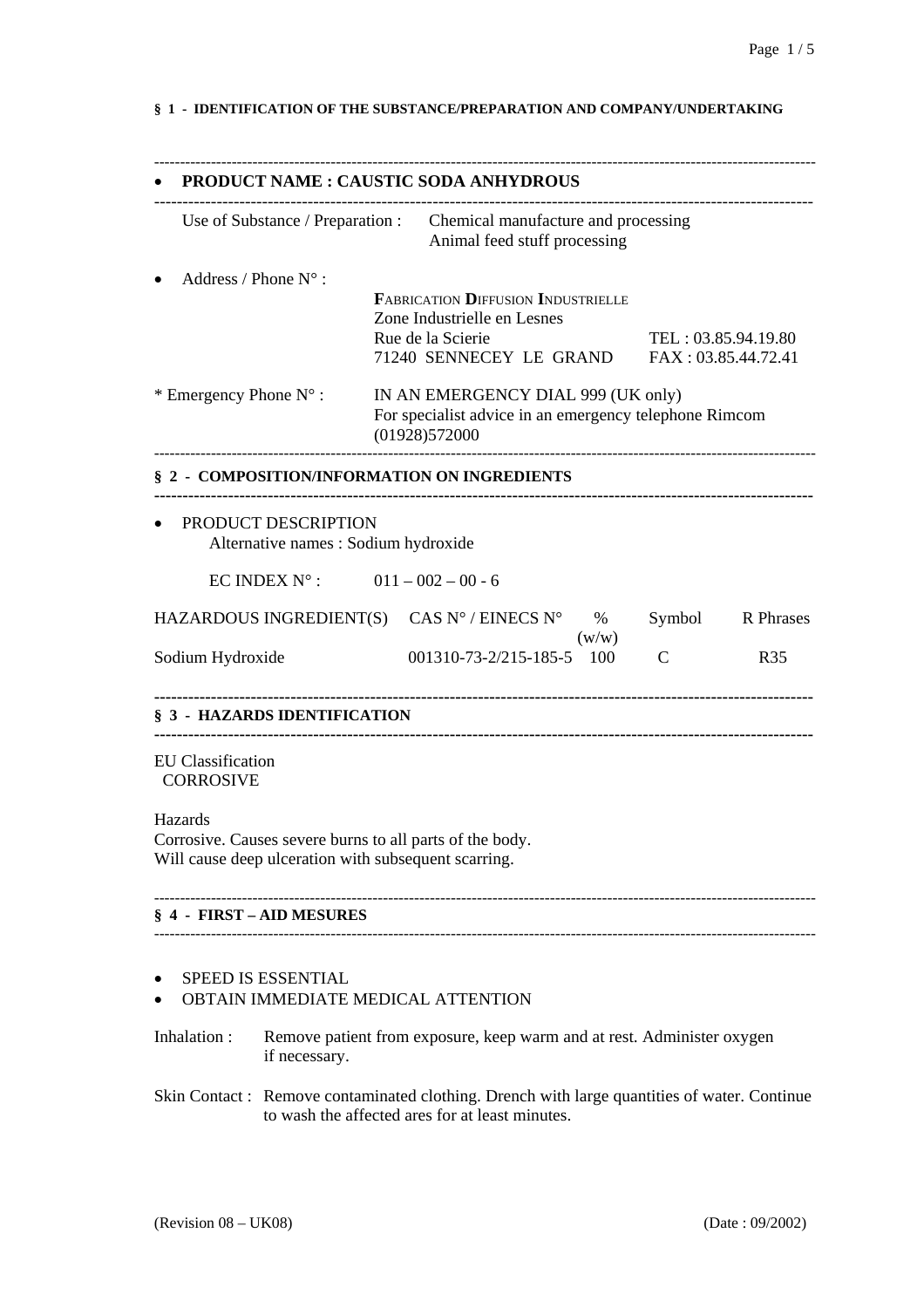## § 1 - IDENTIFICATION OF THE SUBSTANCE/PREPARATION AND COMPANY/UNDERTAKING

- **PRODUCT NAME : CAUSTIC SODA ANHYDROUS**

Use of Substance / Preparation : Chemical manufacture and processing
Animal feed stuff processing

- Address / Phone N° :

FABRICATION DIFFUSION INDUSTRIELLE
Zone Industrielle en Lesnes
Rue de la Scierie — TEL : 03.85.94.19.80
71240 SENNECEY LE GRAND — FAX : 03.85.44.72.41

\* Emergency Phone N° : IN AN EMERGENCY DIAL 999 (UK only)
For specialist advice in an emergency telephone Rimcom (01928)572000

## § 2 - COMPOSITION/INFORMATION ON INGREDIENTS

- PRODUCT DESCRIPTION
  Alternative names : Sodium hydroxide

  EC INDEX N° : 011 – 002 – 00 - 6

| HAZARDOUS INGREDIENT(S) | CAS N° / EINECS N° | % (w/w) | Symbol | R Phrases |
|---|---|---|---|---|
| Sodium Hydroxide | 001310-73-2/215-185-5 | 100 | C | R35 |

## § 3 - HAZARDS IDENTIFICATION

EU Classification
CORROSIVE

Hazards
Corrosive. Causes severe burns to all parts of the body.
Will cause deep ulceration with subsequent scarring.

## § 4 - FIRST – AID MESURES

- SPEED IS ESSENTIAL
- OBTAIN IMMEDIATE MEDICAL ATTENTION

Inhalation : Remove patient from exposure, keep warm and at rest. Administer oxygen if necessary.

Skin Contact : Remove contaminated clothing. Drench with large quantities of water. Continue to wash the affected ares for at least minutes.

(Revision 08 – UK08) (Date : 09/2002)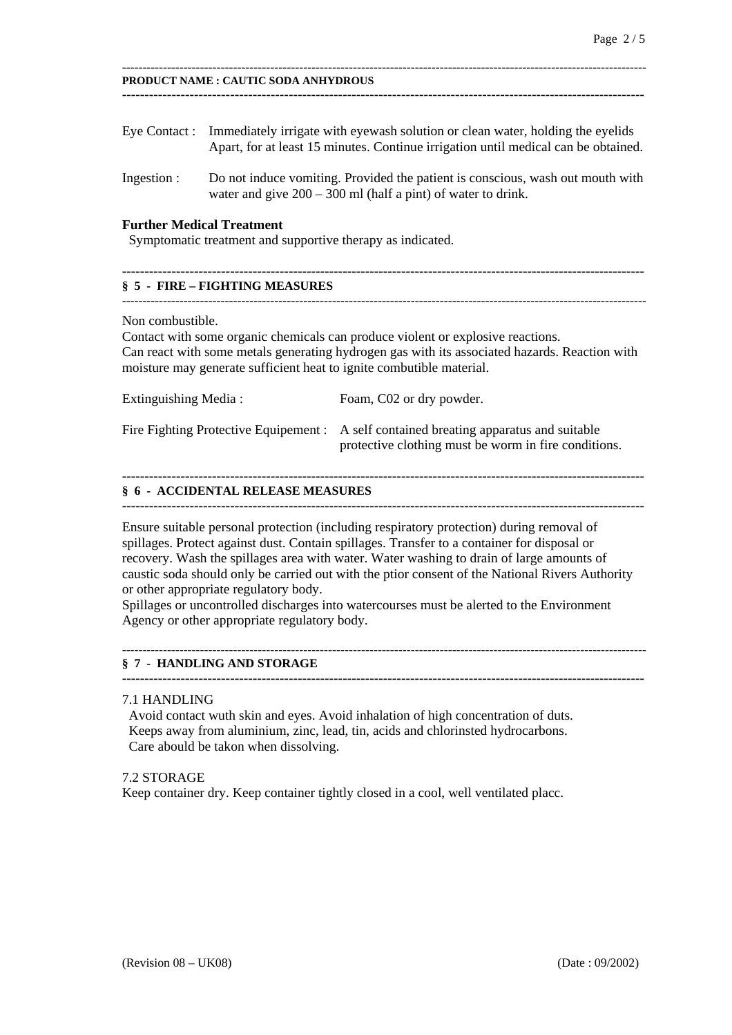**PRODUCT NAME : CAUTIC SODA ANHYDROUS**

Eye Contact : Immediately irrigate with eyewash solution or clean water, holding the eyelids Apart, for at least 15 minutes. Continue irrigation until medical can be obtained.

Ingestion : Do not induce vomiting. Provided the patient is conscious, wash out mouth with water and give 200 – 300 ml (half a pint) of water to drink.

**Further Medical Treatment**

Symptomatic treatment and supportive therapy as indicated.

## § 5 - FIRE – FIGHTING MEASURES

Non combustible.
Contact with some organic chemicals can produce violent or explosive reactions.
Can react with some metals generating hydrogen gas with its associated hazards. Reaction with moisture may generate sufficient heat to ignite combutible material.

Extinguishing Media : Foam, C02 or dry powder.

Fire Fighting Protective Equipement : A self contained breating apparatus and suitable protective clothing must be worm in fire conditions.

## § 6 - ACCIDENTAL RELEASE MEASURES

Ensure suitable personal protection (including respiratory protection) during removal of spillages. Protect against dust. Contain spillages. Transfer to a container for disposal or recovery. Wash the spillages area with water. Water washing to drain of large amounts of caustic soda should only be carried out with the ptior consent of the National Rivers Authority or other appropriate regulatory body.
Spillages or uncontrolled discharges into watercourses must be alerted to the Environment Agency or other appropriate regulatory body.

## § 7 - HANDLING AND STORAGE

7.1 HANDLING

Avoid contact wuth skin and eyes. Avoid inhalation of high concentration of duts.
Keeps away from aluminium, zinc, lead, tin, acids and chlorinsted hydrocarbons.
Care abould be takon when dissolving.

7.2 STORAGE

Keep container dry. Keep container tightly closed in a cool, well ventilated placc.

(Revision 08 – UK08) (Date : 09/2002)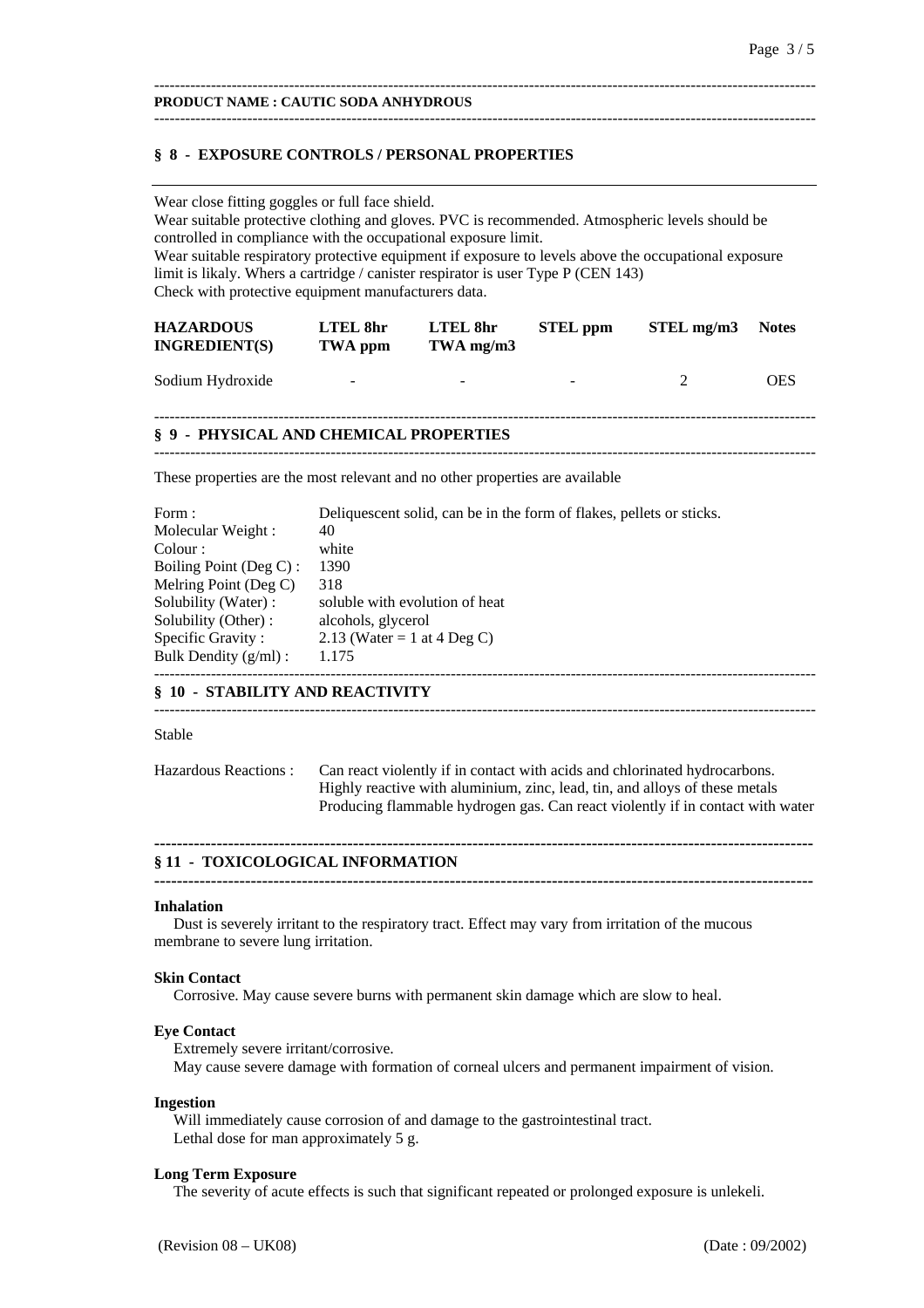**PRODUCT NAME : CAUTIC SODA ANHYDROUS**

## § 8 - EXPOSURE CONTROLS / PERSONAL PROPERTIES

Wear close fitting goggles or full face shield.
Wear suitable protective clothing and gloves. PVC is recommended. Atmospheric levels should be controlled in compliance with the occupational exposure limit.
Wear suitable respiratory protective equipment if exposure to levels above the occupational exposure limit is likaly. Whers a cartridge / canister respirator is user Type P (CEN 143)
Check with protective equipment manufacturers data.

| HAZARDOUS INGREDIENT(S) | LTEL 8hr TWA ppm | LTEL 8hr TWA mg/m3 | STEL ppm | STEL mg/m3 | Notes |
|---|---|---|---|---|---|
| Sodium Hydroxide | - | - | - | 2 | OES |

## § 9 - PHYSICAL AND CHEMICAL PROPERTIES

These properties are the most relevant and no other properties are available

| | |
|---|---|
| Form : | Deliquescent solid, can be in the form of flakes, pellets or sticks. |
| Molecular Weight : | 40 |
| Colour : | white |
| Boiling Point (Deg C) : | 1390 |
| Melring Point (Deg C) | 318 |
| Solubility (Water) : | soluble with evolution of heat |
| Solubility (Other) : | alcohols, glycerol |
| Specific Gravity : | 2.13 (Water = 1 at 4 Deg C) |
| Bulk Dendity (g/ml) : | 1.175 |

## § 10 - STABILITY AND REACTIVITY

Stable

Hazardous Reactions : Can react violently if in contact with acids and chlorinated hydrocarbons. Highly reactive with aluminium, zinc, lead, tin, and alloys of these metals Producing flammable hydrogen gas. Can react violently if in contact with water

## § 11 - TOXICOLOGICAL INFORMATION

**Inhalation**

Dust is severely irritant to the respiratory tract. Effect may vary from irritation of the mucous membrane to severe lung irritation.

**Skin Contact**

Corrosive. May cause severe burns with permanent skin damage which are slow to heal.

**Eye Contact**

Extremely severe irritant/corrosive.
May cause severe damage with formation of corneal ulcers and permanent impairment of vision.

**Ingestion**

Will immediately cause corrosion of and damage to the gastrointestinal tract.
Lethal dose for man approximately 5 g.

**Long Term Exposure**

The severity of acute effects is such that significant repeated or prolonged exposure is unlekeli.

(Revision 08 – UK08) (Date : 09/2002)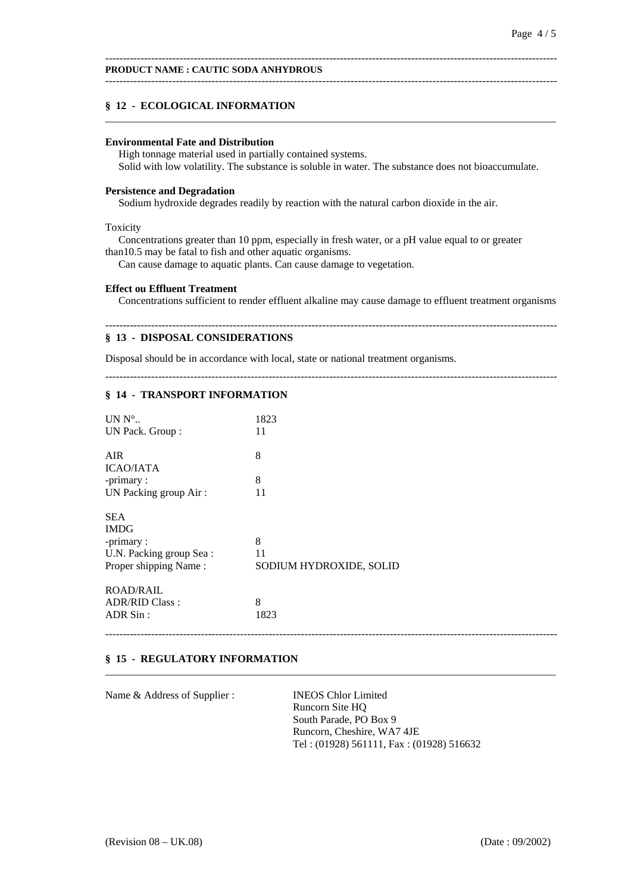**PRODUCT NAME : CAUTIC SODA ANHYDROUS**

## § 12 - ECOLOGICAL INFORMATION

**Environmental Fate and Distribution**

High tonnage material used in partially contained systems.
Solid with low volatility. The substance is soluble in water. The substance does not bioaccumulate.

**Persistence and Degradation**

Sodium hydroxide degrades readily by reaction with the natural carbon dioxide in the air.

Toxicity

Concentrations greater than 10 ppm, especially in fresh water, or a pH value equal to or greater than10.5 may be fatal to fish and other aquatic organisms.
Can cause damage to aquatic plants. Can cause damage to vegetation.

**Effect ou Effluent Treatment**

Concentrations sufficient to render effluent alkaline may cause damage to effluent treatment organisms

## § 13 - DISPOSAL CONSIDERATIONS

Disposal should be in accordance with local, state or national treatment organisms.

## § 14 - TRANSPORT INFORMATION

| | |
|---|---|
| UN N°.. | 1823 |
| UN Pack. Group : | 11 |
| AIR | 8 |
| ICAO/IATA | |
| -primary : | 8 |
| UN Packing group Air : | 11 |
| SEA | |
| IMDG | |
| -primary : | 8 |
| U.N. Packing group Sea : | 11 |
| Proper shipping Name : | SODIUM HYDROXIDE, SOLID |
| ROAD/RAIL | |
| ADR/RID Class : | 8 |
| ADR Sin : | 1823 |

## § 15 - REGULATORY INFORMATION

Name & Address of Supplier : INEOS Chlor Limited
Runcorn Site HQ
South Parade, PO Box 9
Runcorn, Cheshire, WA7 4JE
Tel : (01928) 561111, Fax : (01928) 516632

(Revision 08 – UK.08) (Date : 09/2002)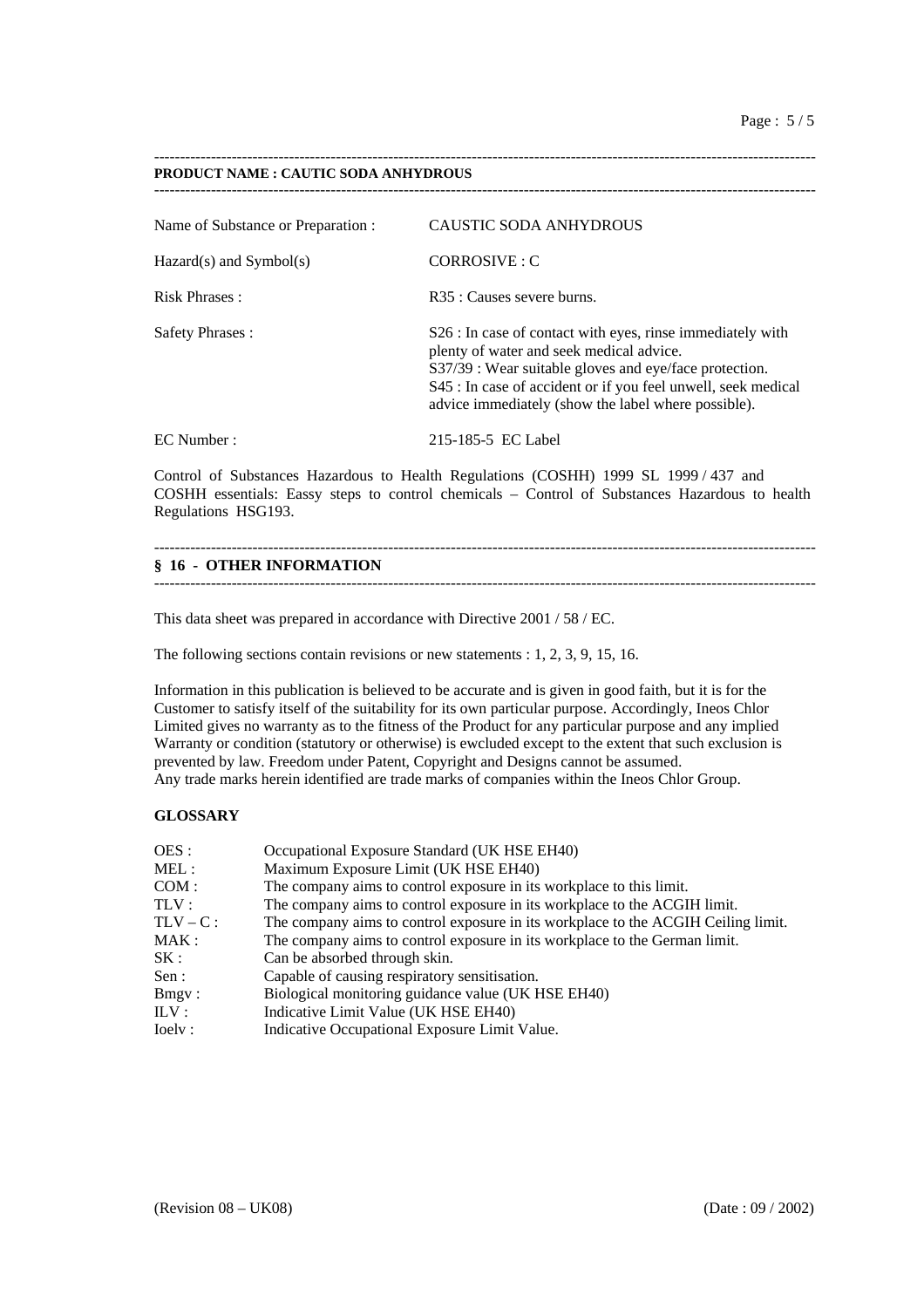**PRODUCT NAME : CAUTIC SODA ANHYDROUS**

| | |
|---|---|
| Name of Substance or Preparation : | CAUSTIC SODA ANHYDROUS |
| Hazard(s) and Symbol(s) | CORROSIVE : C |
| Risk Phrases : | R35 : Causes severe burns. |
| Safety Phrases : | S26 : In case of contact with eyes, rinse immediately with plenty of water and seek medical advice.<br>S37/39 : Wear suitable gloves and eye/face protection.<br>S45 : In case of accident or if you feel unwell, seek medical advice immediately (show the label where possible). |
| EC Number : | 215-185-5 EC Label |

Control of Substances Hazardous to Health Regulations (COSHH) 1999 SL 1999 / 437 and COSHH essentials: Eassy steps to control chemicals – Control of Substances Hazardous to health Regulations HSG193.

## § 16 - OTHER INFORMATION

This data sheet was prepared in accordance with Directive 2001 / 58 / EC.

The following sections contain revisions or new statements : 1, 2, 3, 9, 15, 16.

Information in this publication is believed to be accurate and is given in good faith, but it is for the Customer to satisfy itself of the suitability for its own particular purpose. Accordingly, Ineos Chlor Limited gives no warranty as to the fitness of the Product for any particular purpose and any implied Warranty or condition (statutory or otherwise) is ewcluded except to the extent that such exclusion is prevented by law. Freedom under Patent, Copyright and Designs cannot be assumed.
Any trade marks herein identified are trade marks of companies within the Ineos Chlor Group.

**GLOSSARY**

| | |
|---|---|
| OES : | Occupational Exposure Standard (UK HSE EH40) |
| MEL : | Maximum Exposure Limit (UK HSE EH40) |
| COM : | The company aims to control exposure in its workplace to this limit. |
| TLV : | The company aims to control exposure in its workplace to the ACGIH limit. |
| TLV – C : | The company aims to control exposure in its workplace to the ACGIH Ceiling limit. |
| MAK : | The company aims to control exposure in its workplace to the German limit. |
| SK : | Can be absorbed through skin. |
| Sen : | Capable of causing respiratory sensitisation. |
| Bmgv : | Biological monitoring guidance value (UK HSE EH40) |
| ILV : | Indicative Limit Value (UK HSE EH40) |
| Ioelv : | Indicative Occupational Exposure Limit Value. |

(Revision 08 – UK08) (Date : 09 / 2002)